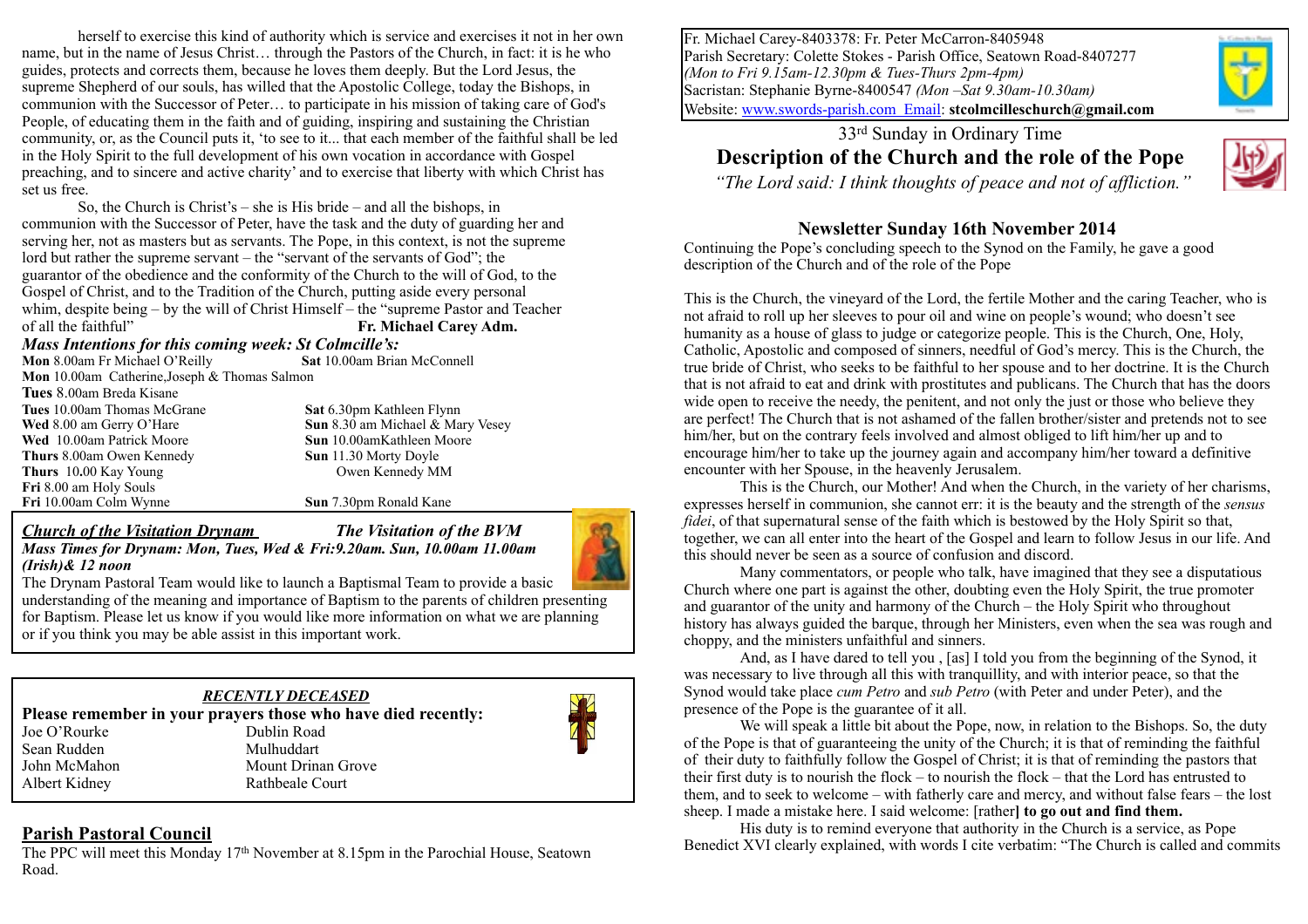herself to exercise this kind of authority which is service and exercises it not in her own name, but in the name of Jesus Christ… through the Pastors of the Church, in fact: it is he who guides, protects and corrects them, because he loves them deeply. But the Lord Jesus, the supreme Shepherd of our souls, has willed that the Apostolic College, today the Bishops, in communion with the Successor of Peter… to participate in his mission of taking care of God's People, of educating them in the faith and of guiding, inspiring and sustaining the Christian community, or, as the Council puts it, 'to see to it... that each member of the faithful shall be led in the Holy Spirit to the full development of his own vocation in accordance with Gospel preaching, and to sincere and active charity' and to exercise that liberty with which Christ has set us free.

So, the Church is Christ's – she is His bride – and all the bishops, in communion with the Successor of Peter, have the task and the duty of guarding her and serving her, not as masters but as servants. The Pope, in this context, is not the supreme lord but rather the supreme servant – the "servant of the servants of God"; the guarantor of the obedience and the conformity of the Church to the will of God, to the Gospel of Christ, and to the Tradition of the Church, putting aside every personal whim, despite being – by the will of Christ Himself – the "supreme Pastor and Teacher of all the faithful" **Fr. Michael Carey Adm.**

### *Mass Intentions for this coming week: St Colmcille's:*

**Mon** 8.00am Fr Michael O'Reilly
**Mon** 10.00am Catherine,Joseph & Thomas Salmon
**Tues** 8.00am Breda Kisane
**Tues** 10.00am Thomas McGrane
**Wed** 8.00 am Gerry O'Hare
**Wed** 10.00am Patrick Moore
**Thurs** 8.00am Owen Kennedy
**Thurs** 10.00 Kay Young
**Fri** 8.00 am Holy Souls
**Fri** 10.00am Colm Wynne
**Sat** 10.00am Brian McConnell
**Sat** 6.30pm Kathleen Flynn
**Sun** 8.30 am Michael & Mary Vesey
**Sun** 10.00amKathleen Moore
**Sun** 11.30 Morty Doyle
Owen Kennedy MM
**Sun** 7.30pm Ronald Kane

### *Church of the Visitation Drynam* *The Visitation of the BVM*

***Mass Times for Drynam: Mon, Tues, Wed & Fri:9.20am. Sun, 10.00am 11.00am (Irish)& 12 noon***

The Drynam Pastoral Team would like to launch a Baptismal Team to provide a basic understanding of the meaning and importance of Baptism to the parents of children presenting for Baptism. Please let us know if you would like more information on what we are planning or if you think you may be able assist in this important work.

### *RECENTLY DECEASED*

**Please remember in your prayers those who have died recently:**

| | |
|---|---|
| Joe O'Rourke | Dublin Road |
| Sean Rudden | Mulhuddart |
| John McMahon | Mount Drinan Grove |
| Albert Kidney | Rathbeale Court |

## Parish Pastoral Council

The PPC will meet this Monday 17th November at 8.15pm in the Parochial House, Seatown Road.

Fr. Michael Carey-8403378: Fr. Peter McCarron-8405948
Parish Secretary: Colette Stokes - Parish Office, Seatown Road-8407277
*(Mon to Fri 9.15am-12.30pm & Tues-Thurs 2pm-4pm)*
Sacristan: Stephanie Byrne-8400547 *(Mon –Sat 9.30am-10.30am)*
Website: www.swords-parish.com Email: **stcolmcilleschurch@gmail.com**

33rd Sunday in Ordinary Time

# Description of the Church and the role of the Pope

*"The Lord said: I think thoughts of peace and not of affliction."*

## Newsletter Sunday 16th November 2014

Continuing the Pope's concluding speech to the Synod on the Family, he gave a good description of the Church and of the role of the Pope

This is the Church, the vineyard of the Lord, the fertile Mother and the caring Teacher, who is not afraid to roll up her sleeves to pour oil and wine on people's wound; who doesn't see humanity as a house of glass to judge or categorize people. This is the Church, One, Holy, Catholic, Apostolic and composed of sinners, needful of God's mercy. This is the Church, the true bride of Christ, who seeks to be faithful to her spouse and to her doctrine. It is the Church that is not afraid to eat and drink with prostitutes and publicans. The Church that has the doors wide open to receive the needy, the penitent, and not only the just or those who believe they are perfect! The Church that is not ashamed of the fallen brother/sister and pretends not to see him/her, but on the contrary feels involved and almost obliged to lift him/her up and to encourage him/her to take up the journey again and accompany him/her toward a definitive encounter with her Spouse, in the heavenly Jerusalem.

This is the Church, our Mother! And when the Church, in the variety of her charisms, expresses herself in communion, she cannot err: it is the beauty and the strength of the *sensus fidei*, of that supernatural sense of the faith which is bestowed by the Holy Spirit so that, together, we can all enter into the heart of the Gospel and learn to follow Jesus in our life. And this should never be seen as a source of confusion and discord.

Many commentators, or people who talk, have imagined that they see a disputatious Church where one part is against the other, doubting even the Holy Spirit, the true promoter and guarantor of the unity and harmony of the Church – the Holy Spirit who throughout history has always guided the barque, through her Ministers, even when the sea was rough and choppy, and the ministers unfaithful and sinners.

And, as I have dared to tell you , [as] I told you from the beginning of the Synod, it was necessary to live through all this with tranquillity, and with interior peace, so that the Synod would take place *cum Petro* and *sub Petro* (with Peter and under Peter), and the presence of the Pope is the guarantee of it all.

We will speak a little bit about the Pope, now, in relation to the Bishops. So, the duty of the Pope is that of guaranteeing the unity of the Church; it is that of reminding the faithful of their duty to faithfully follow the Gospel of Christ; it is that of reminding the pastors that their first duty is to nourish the flock – to nourish the flock – that the Lord has entrusted to them, and to seek to welcome – with fatherly care and mercy, and without false fears – the lost sheep. I made a mistake here. I said welcome: [rather**] to go out and find them.**

His duty is to remind everyone that authority in the Church is a service, as Pope Benedict XVI clearly explained, with words I cite verbatim: "The Church is called and commits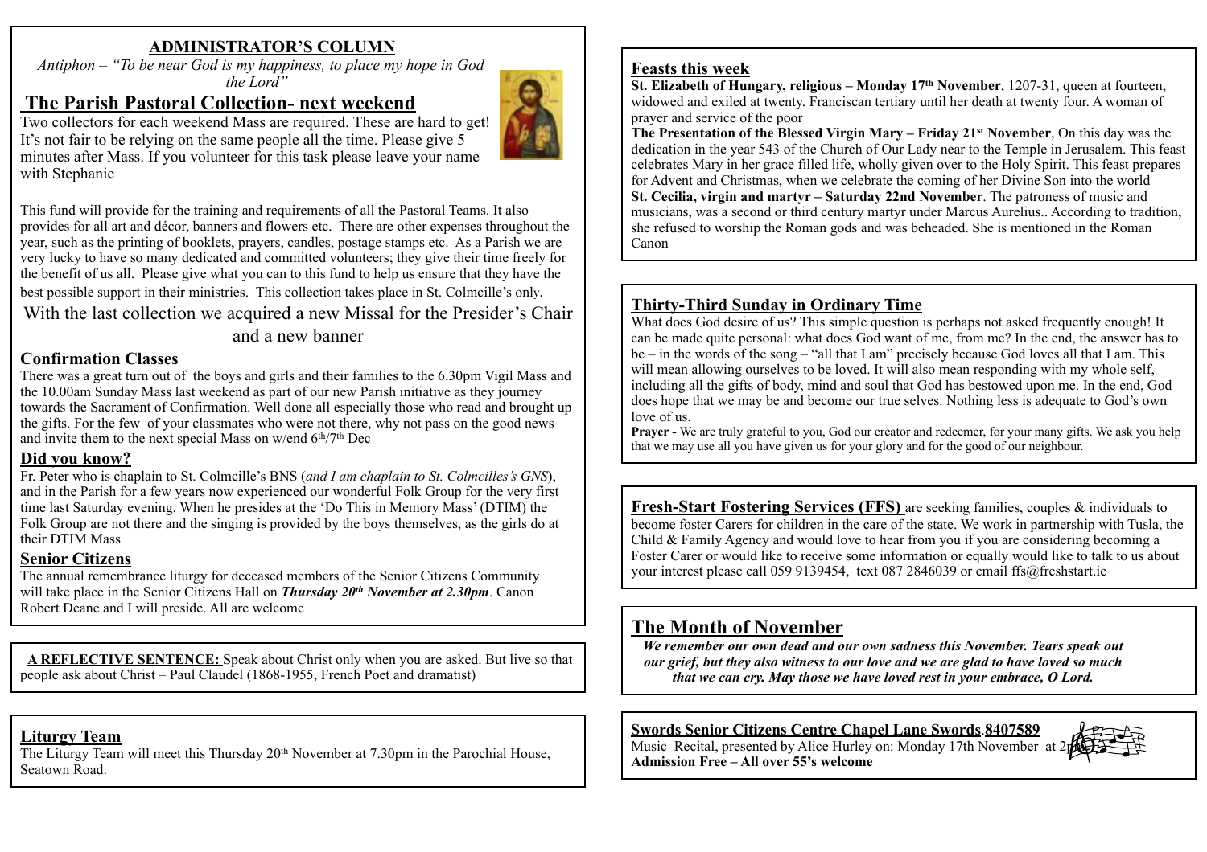## ADMINISTRATOR'S COLUMN

*Antiphon – "To be near God is my happiness, to place my hope in God the Lord"*

## The Parish Pastoral Collection- next weekend

Two collectors for each weekend Mass are required. These are hard to get! It's not fair to be relying on the same people all the time. Please give 5 minutes after Mass. If you volunteer for this task please leave your name with Stephanie

This fund will provide for the training and requirements of all the Pastoral Teams. It also provides for all art and décor, banners and flowers etc. There are other expenses throughout the year, such as the printing of booklets, prayers, candles, postage stamps etc. As a Parish we are very lucky to have so many dedicated and committed volunteers; they give their time freely for the benefit of us all. Please give what you can to this fund to help us ensure that they have the best possible support in their ministries. This collection takes place in St. Colmcille's only.

With the last collection we acquired a new Missal for the Presider's Chair and a new banner

### Confirmation Classes

There was a great turn out of the boys and girls and their families to the 6.30pm Vigil Mass and the 10.00am Sunday Mass last weekend as part of our new Parish initiative as they journey towards the Sacrament of Confirmation. Well done all especially those who read and brought up the gifts. For the few of your classmates who were not there, why not pass on the good news and invite them to the next special Mass on w/end 6th/7th Dec

### Did you know?

Fr. Peter who is chaplain to St. Colmcille's BNS (*and I am chaplain to St. Colmcilles's GNS*), and in the Parish for a few years now experienced our wonderful Folk Group for the very first time last Saturday evening. When he presides at the 'Do This in Memory Mass' (DTIM) the Folk Group are not there and the singing is provided by the boys themselves, as the girls do at their DTIM Mass

### Senior Citizens

The annual remembrance liturgy for deceased members of the Senior Citizens Community will take place in the Senior Citizens Hall on ***Thursday 20th November at 2.30pm***. Canon Robert Deane and I will preside. All are welcome

**A REFLECTIVE SENTENCE:** Speak about Christ only when you are asked. But live so that people ask about Christ – Paul Claudel (1868-1955, French Poet and dramatist)

### Liturgy Team

The Liturgy Team will meet this Thursday 20th November at 7.30pm in the Parochial House, Seatown Road.

### Feasts this week

**St. Elizabeth of Hungary, religious – Monday 17th November**, 1207-31, queen at fourteen, widowed and exiled at twenty. Franciscan tertiary until her death at twenty four. A woman of prayer and service of the poor

**The Presentation of the Blessed Virgin Mary – Friday 21st November**, On this day was the dedication in the year 543 of the Church of Our Lady near to the Temple in Jerusalem. This feast celebrates Mary in her grace filled life, wholly given over to the Holy Spirit. This feast prepares for Advent and Christmas, when we celebrate the coming of her Divine Son into the world

**St. Cecilia, virgin and martyr – Saturday 22nd November**. The patroness of music and musicians, was a second or third century martyr under Marcus Aurelius.. According to tradition, she refused to worship the Roman gods and was beheaded. She is mentioned in the Roman Canon

### Thirty-Third Sunday in Ordinary Time

What does God desire of us? This simple question is perhaps not asked frequently enough! It can be made quite personal: what does God want of me, from me? In the end, the answer has to be – in the words of the song – "all that I am" precisely because God loves all that I am. This will mean allowing ourselves to be loved. It will also mean responding with my whole self, including all the gifts of body, mind and soul that God has bestowed upon me. In the end, God does hope that we may be and become our true selves. Nothing less is adequate to God's own love of us.

**Prayer -** We are truly grateful to you, God our creator and redeemer, for your many gifts. We ask you help that we may use all you have given us for your glory and for the good of our neighbour.

**Fresh-Start Fostering Services (FFS)** are seeking families, couples & individuals to become foster Carers for children in the care of the state. We work in partnership with Tusla, the Child & Family Agency and would love to hear from you if you are considering becoming a Foster Carer or would like to receive some information or equally would like to talk to us about your interest please call 059 9139454, text 087 2846039 or email ffs@freshstart.ie

## The Month of November

***We remember our own dead and our own sadness this November. Tears speak out our grief, but they also witness to our love and we are glad to have loved so much that we can cry. May those we have loved rest in your embrace, O Lord.***

**Swords Senior Citizens Centre Chapel Lane Swords 8407589**

Music Recital, presented by Alice Hurley on: Monday 17th November at 2pm

**Admission Free – All over 55's welcome**